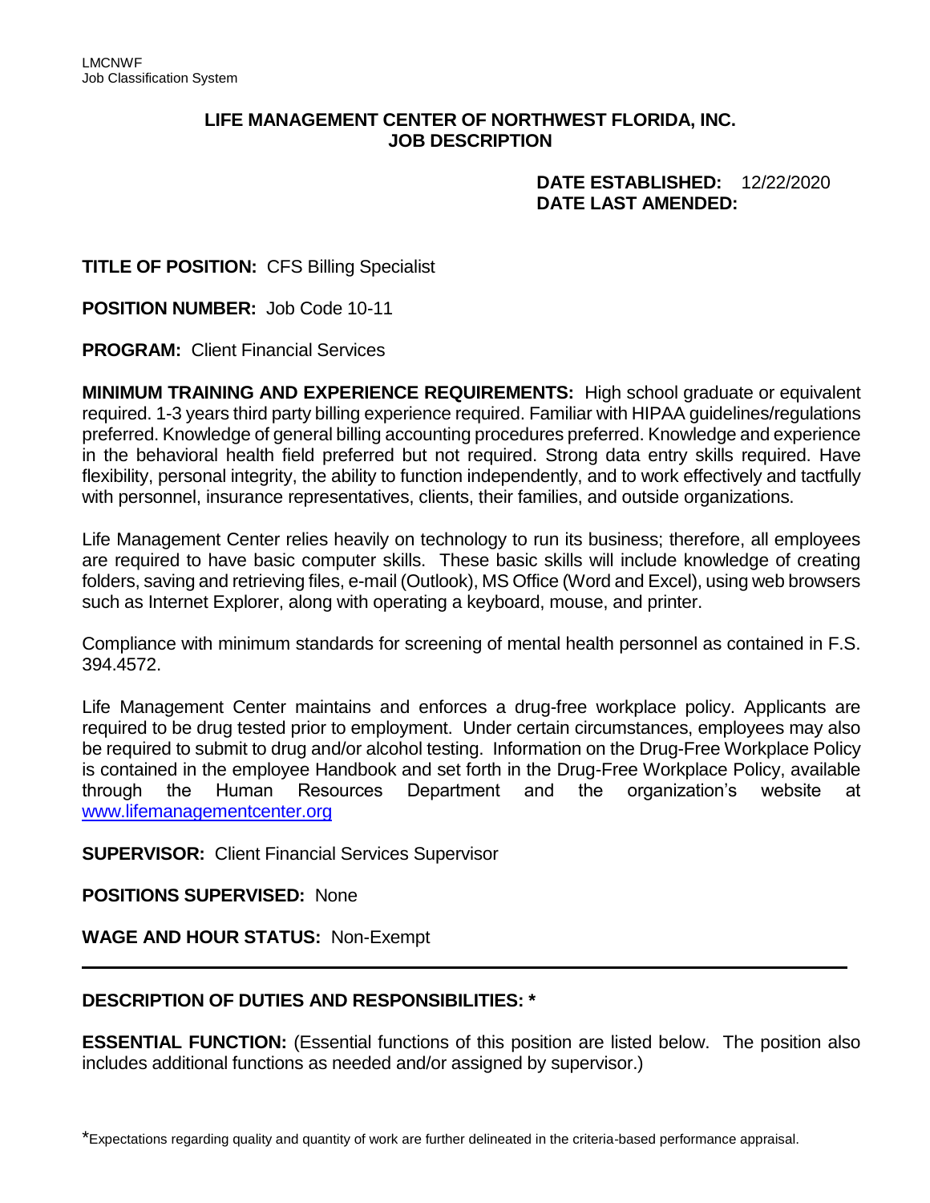LMCNWF
Job Classification System

## LIFE MANAGEMENT CENTER OF NORTHWEST FLORIDA, INC.
## JOB DESCRIPTION

**DATE ESTABLISHED:** 12/22/2020
**DATE LAST AMENDED:**

**TITLE OF POSITION:** CFS Billing Specialist

**POSITION NUMBER:** Job Code 10-11

**PROGRAM:** Client Financial Services

**MINIMUM TRAINING AND EXPERIENCE REQUIREMENTS:** High school graduate or equivalent required. 1-3 years third party billing experience required. Familiar with HIPAA guidelines/regulations preferred. Knowledge of general billing accounting procedures preferred. Knowledge and experience in the behavioral health field preferred but not required. Strong data entry skills required. Have flexibility, personal integrity, the ability to function independently, and to work effectively and tactfully with personnel, insurance representatives, clients, their families, and outside organizations.

Life Management Center relies heavily on technology to run its business; therefore, all employees are required to have basic computer skills. These basic skills will include knowledge of creating folders, saving and retrieving files, e-mail (Outlook), MS Office (Word and Excel), using web browsers such as Internet Explorer, along with operating a keyboard, mouse, and printer.

Compliance with minimum standards for screening of mental health personnel as contained in F.S. 394.4572.

Life Management Center maintains and enforces a drug-free workplace policy. Applicants are required to be drug tested prior to employment. Under certain circumstances, employees may also be required to submit to drug and/or alcohol testing. Information on the Drug-Free Workplace Policy is contained in the employee Handbook and set forth in the Drug-Free Workplace Policy, available through the Human Resources Department and the organization's website at www.lifemanagementcenter.org

**SUPERVISOR:** Client Financial Services Supervisor

**POSITIONS SUPERVISED:** None

**WAGE AND HOUR STATUS:** Non-Exempt

---

**DESCRIPTION OF DUTIES AND RESPONSIBILITIES: \***

**ESSENTIAL FUNCTION:** (Essential functions of this position are listed below. The position also includes additional functions as needed and/or assigned by supervisor.)

\*Expectations regarding quality and quantity of work are further delineated in the criteria-based performance appraisal.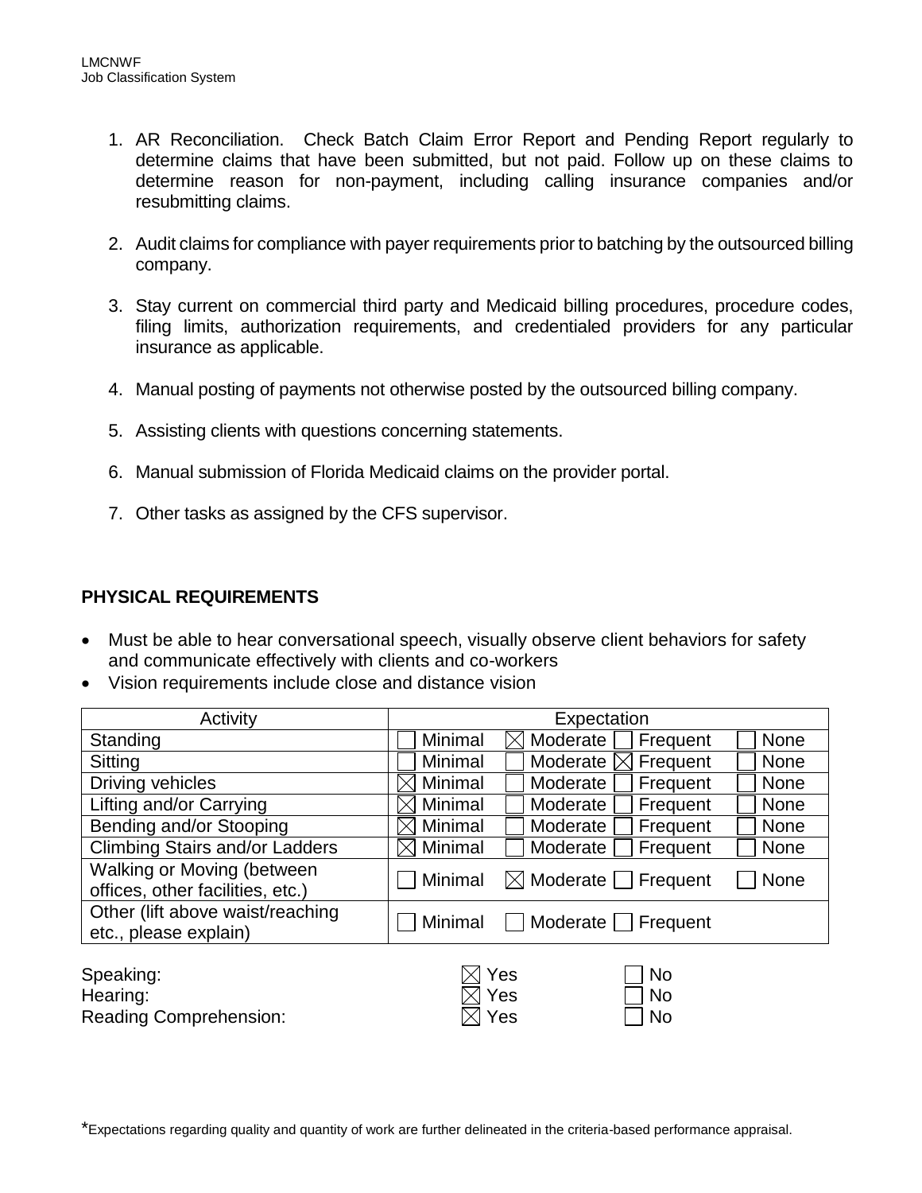1. AR Reconciliation. Check Batch Claim Error Report and Pending Report regularly to determine claims that have been submitted, but not paid. Follow up on these claims to determine reason for non-payment, including calling insurance companies and/or resubmitting claims.

2. Audit claims for compliance with payer requirements prior to batching by the outsourced billing company.

3. Stay current on commercial third party and Medicaid billing procedures, procedure codes, filing limits, authorization requirements, and credentialed providers for any particular insurance as applicable.

4. Manual posting of payments not otherwise posted by the outsourced billing company.

5. Assisting clients with questions concerning statements.

6. Manual submission of Florida Medicaid claims on the provider portal.

7. Other tasks as assigned by the CFS supervisor.

## PHYSICAL REQUIREMENTS

- Must be able to hear conversational speech, visually observe client behaviors for safety and communicate effectively with clients and co-workers
- Vision requirements include close and distance vision

| Activity | Expectation |
|---|---|
| Standing | ☐ Minimal ☒ Moderate ☐ Frequent ☐ None |
| Sitting | ☐ Minimal ☐ Moderate ☒ Frequent ☐ None |
| Driving vehicles | ☒ Minimal ☐ Moderate ☐ Frequent ☐ None |
| Lifting and/or Carrying | ☒ Minimal ☐ Moderate ☐ Frequent ☐ None |
| Bending and/or Stooping | ☒ Minimal ☐ Moderate ☐ Frequent ☐ None |
| Climbing Stairs and/or Ladders | ☒ Minimal ☐ Moderate ☐ Frequent ☐ None |
| Walking or Moving (between offices, other facilities, etc.) | ☐ Minimal ☒ Moderate ☐ Frequent ☐ None |
| Other (lift above waist/reaching etc., please explain) | ☐ Minimal ☐ Moderate ☐ Frequent |

| | | |
|---|---|---|
| Speaking: | ☒ Yes | ☐ No |
| Hearing: | ☒ Yes | ☐ No |
| Reading Comprehension: | ☒ Yes | ☐ No |

*Expectations regarding quality and quantity of work are further delineated in the criteria-based performance appraisal.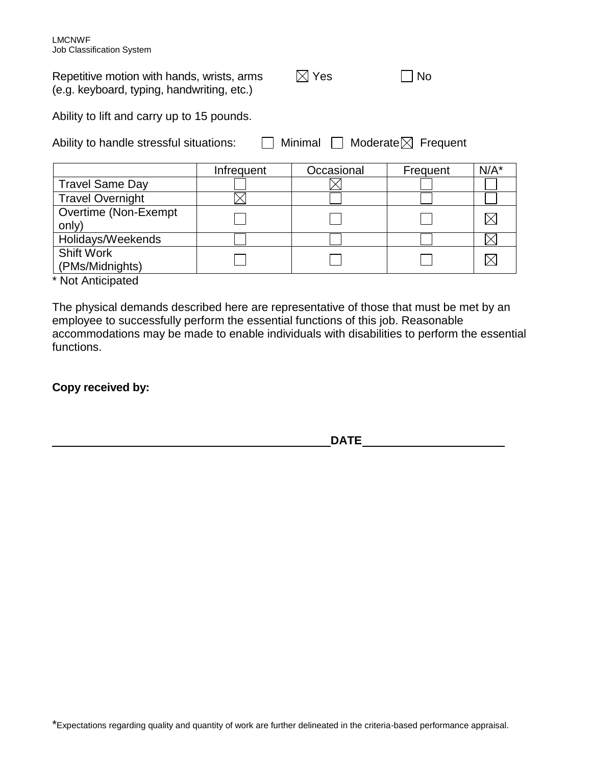Repetitive motion with hands, wrists, arms (e.g. keyboard, typing, handwriting, etc.) ☒ Yes ☐ No

Ability to lift and carry up to 15 pounds.

Ability to handle stressful situations: ☐ Minimal ☐ Moderate ☒ Frequent

| | Infrequent | Occasional | Frequent | N/A* |
|---|---|---|---|---|
| Travel Same Day | ☐ | ☒ | ☐ | ☐ |
| Travel Overnight | ☒ | ☐ | ☐ | ☐ |
| Overtime (Non-Exempt only) | ☐ | ☐ | ☐ | ☒ |
| Holidays/Weekends | ☐ | ☐ | ☐ | ☒ |
| Shift Work (PMs/Midnights) | ☐ | ☐ | ☐ | ☒ |

* Not Anticipated

The physical demands described here are representative of those that must be met by an employee to successfully perform the essential functions of this job. Reasonable accommodations may be made to enable individuals with disabilities to perform the essential functions.

**Copy received by:**

\_\_\_\_\_\_\_\_\_\_\_\_\_\_\_\_\_\_\_\_\_\_\_\_\_\_\_\_\_\_\_\_\_\_\_\_\_\_\_\_ **DATE** \_\_\_\_\_\_\_\_\_\_\_\_\_\_\_\_\_\_\_\_\_\_

*Expectations regarding quality and quantity of work are further delineated in the criteria-based performance appraisal.